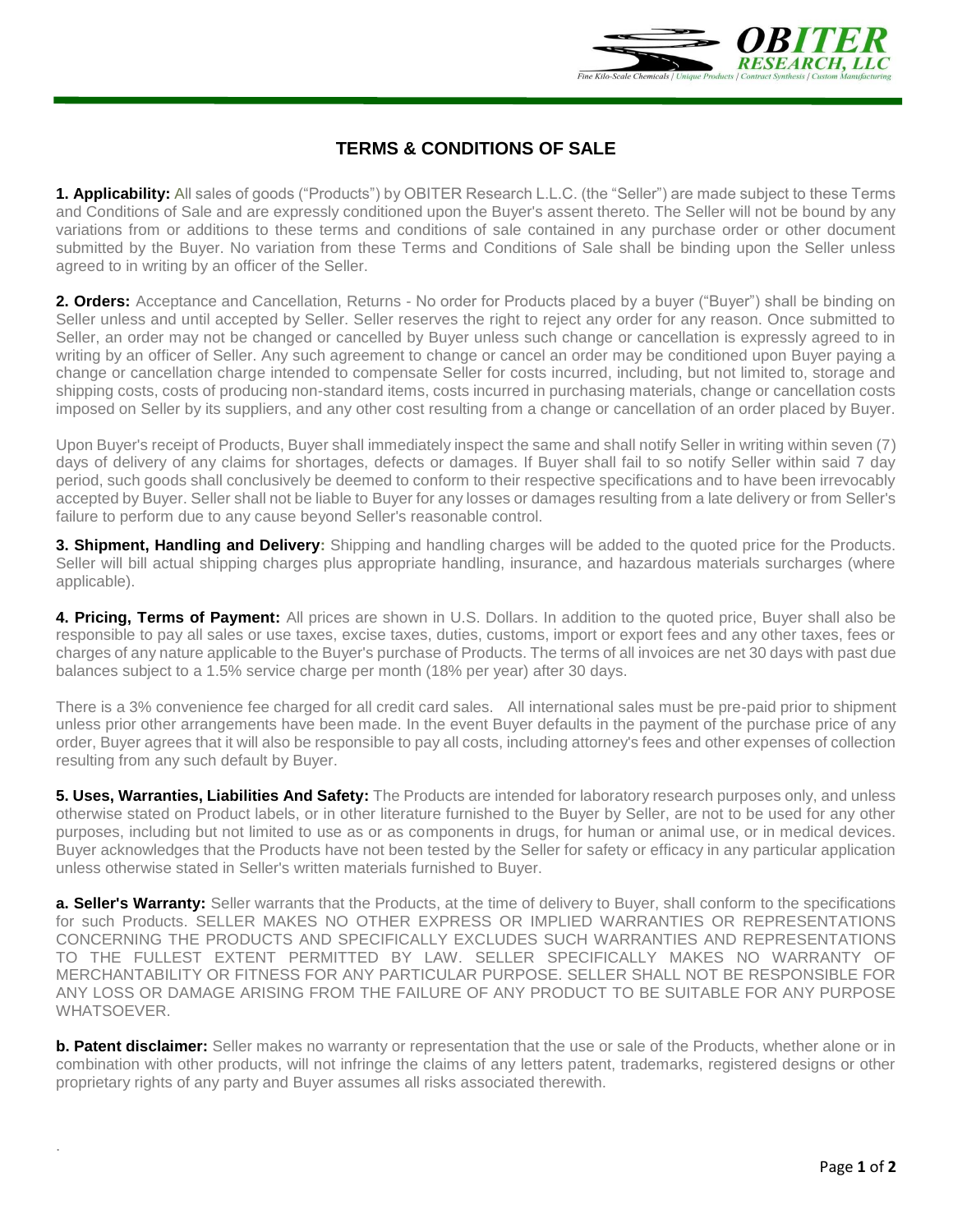# TERMS & CONDITIONS OF SALE

**1. Applicability:** All sales of goods ("Products") by OBITER Research L.L.C. (the "Seller") are made subject to these Terms and Conditions of Sale and are expressly conditioned upon the Buyer's assent thereto. The Seller will not be bound by any variations from or additions to these terms and conditions of sale contained in any purchase order or other document submitted by the Buyer. No variation from these Terms and Conditions of Sale shall be binding upon the Seller unless agreed to in writing by an officer of the Seller.

**2. Orders:** Acceptance and Cancellation, Returns - No order for Products placed by a buyer ("Buyer") shall be binding on Seller unless and until accepted by Seller. Seller reserves the right to reject any order for any reason. Once submitted to Seller, an order may not be changed or cancelled by Buyer unless such change or cancellation is expressly agreed to in writing by an officer of Seller. Any such agreement to change or cancel an order may be conditioned upon Buyer paying a change or cancellation charge intended to compensate Seller for costs incurred, including, but not limited to, storage and shipping costs, costs of producing non-standard items, costs incurred in purchasing materials, change or cancellation costs imposed on Seller by its suppliers, and any other cost resulting from a change or cancellation of an order placed by Buyer.

Upon Buyer's receipt of Products, Buyer shall immediately inspect the same and shall notify Seller in writing within seven (7) days of delivery of any claims for shortages, defects or damages. If Buyer shall fail to so notify Seller within said 7 day period, such goods shall conclusively be deemed to conform to their respective specifications and to have been irrevocably accepted by Buyer. Seller shall not be liable to Buyer for any losses or damages resulting from a late delivery or from Seller's failure to perform due to any cause beyond Seller's reasonable control.

**3. Shipment, Handling and Delivery:** Shipping and handling charges will be added to the quoted price for the Products. Seller will bill actual shipping charges plus appropriate handling, insurance, and hazardous materials surcharges (where applicable).

**4. Pricing, Terms of Payment:** All prices are shown in U.S. Dollars. In addition to the quoted price, Buyer shall also be responsible to pay all sales or use taxes, excise taxes, duties, customs, import or export fees and any other taxes, fees or charges of any nature applicable to the Buyer's purchase of Products. The terms of all invoices are net 30 days with past due balances subject to a 1.5% service charge per month (18% per year) after 30 days.

There is a 3% convenience fee charged for all credit card sales. All international sales must be pre-paid prior to shipment unless prior other arrangements have been made. In the event Buyer defaults in the payment of the purchase price of any order, Buyer agrees that it will also be responsible to pay all costs, including attorney's fees and other expenses of collection resulting from any such default by Buyer.

**5. Uses, Warranties, Liabilities And Safety:** The Products are intended for laboratory research purposes only, and unless otherwise stated on Product labels, or in other literature furnished to the Buyer by Seller, are not to be used for any other purposes, including but not limited to use as or as components in drugs, for human or animal use, or in medical devices. Buyer acknowledges that the Products have not been tested by the Seller for safety or efficacy in any particular application unless otherwise stated in Seller's written materials furnished to Buyer.

**a. Seller's Warranty:** Seller warrants that the Products, at the time of delivery to Buyer, shall conform to the specifications for such Products. SELLER MAKES NO OTHER EXPRESS OR IMPLIED WARRANTIES OR REPRESENTATIONS CONCERNING THE PRODUCTS AND SPECIFICALLY EXCLUDES SUCH WARRANTIES AND REPRESENTATIONS TO THE FULLEST EXTENT PERMITTED BY LAW. SELLER SPECIFICALLY MAKES NO WARRANTY OF MERCHANTABILITY OR FITNESS FOR ANY PARTICULAR PURPOSE. SELLER SHALL NOT BE RESPONSIBLE FOR ANY LOSS OR DAMAGE ARISING FROM THE FAILURE OF ANY PRODUCT TO BE SUITABLE FOR ANY PURPOSE WHATSOEVER.

**b. Patent disclaimer:** Seller makes no warranty or representation that the use or sale of the Products, whether alone or in combination with other products, will not infringe the claims of any letters patent, trademarks, registered designs or other proprietary rights of any party and Buyer assumes all risks associated therewith.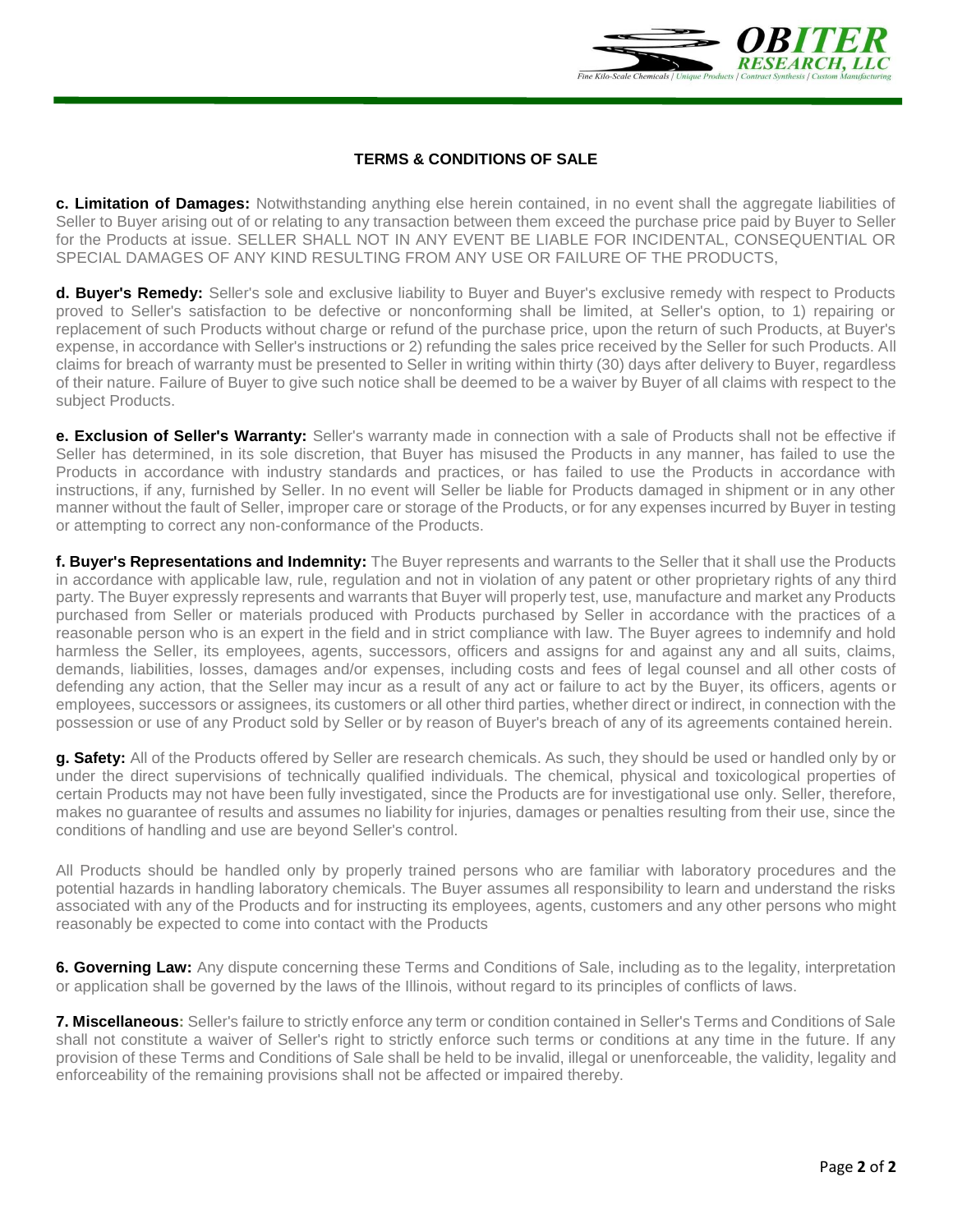## TERMS & CONDITIONS OF SALE

**c. Limitation of Damages:** Notwithstanding anything else herein contained, in no event shall the aggregate liabilities of Seller to Buyer arising out of or relating to any transaction between them exceed the purchase price paid by Buyer to Seller for the Products at issue. SELLER SHALL NOT IN ANY EVENT BE LIABLE FOR INCIDENTAL, CONSEQUENTIAL OR SPECIAL DAMAGES OF ANY KIND RESULTING FROM ANY USE OR FAILURE OF THE PRODUCTS,

**d. Buyer's Remedy:** Seller's sole and exclusive liability to Buyer and Buyer's exclusive remedy with respect to Products proved to Seller's satisfaction to be defective or nonconforming shall be limited, at Seller's option, to 1) repairing or replacement of such Products without charge or refund of the purchase price, upon the return of such Products, at Buyer's expense, in accordance with Seller's instructions or 2) refunding the sales price received by the Seller for such Products. All claims for breach of warranty must be presented to Seller in writing within thirty (30) days after delivery to Buyer, regardless of their nature. Failure of Buyer to give such notice shall be deemed to be a waiver by Buyer of all claims with respect to the subject Products.

**e. Exclusion of Seller's Warranty:** Seller's warranty made in connection with a sale of Products shall not be effective if Seller has determined, in its sole discretion, that Buyer has misused the Products in any manner, has failed to use the Products in accordance with industry standards and practices, or has failed to use the Products in accordance with instructions, if any, furnished by Seller. In no event will Seller be liable for Products damaged in shipment or in any other manner without the fault of Seller, improper care or storage of the Products, or for any expenses incurred by Buyer in testing or attempting to correct any non-conformance of the Products.

**f. Buyer's Representations and Indemnity:** The Buyer represents and warrants to the Seller that it shall use the Products in accordance with applicable law, rule, regulation and not in violation of any patent or other proprietary rights of any third party. The Buyer expressly represents and warrants that Buyer will properly test, use, manufacture and market any Products purchased from Seller or materials produced with Products purchased by Seller in accordance with the practices of a reasonable person who is an expert in the field and in strict compliance with law. The Buyer agrees to indemnify and hold harmless the Seller, its employees, agents, successors, officers and assigns for and against any and all suits, claims, demands, liabilities, losses, damages and/or expenses, including costs and fees of legal counsel and all other costs of defending any action, that the Seller may incur as a result of any act or failure to act by the Buyer, its officers, agents or employees, successors or assignees, its customers or all other third parties, whether direct or indirect, in connection with the possession or use of any Product sold by Seller or by reason of Buyer's breach of any of its agreements contained herein.

**g. Safety:** All of the Products offered by Seller are research chemicals. As such, they should be used or handled only by or under the direct supervisions of technically qualified individuals. The chemical, physical and toxicological properties of certain Products may not have been fully investigated, since the Products are for investigational use only. Seller, therefore, makes no guarantee of results and assumes no liability for injuries, damages or penalties resulting from their use, since the conditions of handling and use are beyond Seller's control.

All Products should be handled only by properly trained persons who are familiar with laboratory procedures and the potential hazards in handling laboratory chemicals. The Buyer assumes all responsibility to learn and understand the risks associated with any of the Products and for instructing its employees, agents, customers and any other persons who might reasonably be expected to come into contact with the Products

**6. Governing Law:** Any dispute concerning these Terms and Conditions of Sale, including as to the legality, interpretation or application shall be governed by the laws of the Illinois, without regard to its principles of conflicts of laws.

**7. Miscellaneous:** Seller's failure to strictly enforce any term or condition contained in Seller's Terms and Conditions of Sale shall not constitute a waiver of Seller's right to strictly enforce such terms or conditions at any time in the future. If any provision of these Terms and Conditions of Sale shall be held to be invalid, illegal or unenforceable, the validity, legality and enforceability of the remaining provisions shall not be affected or impaired thereby.